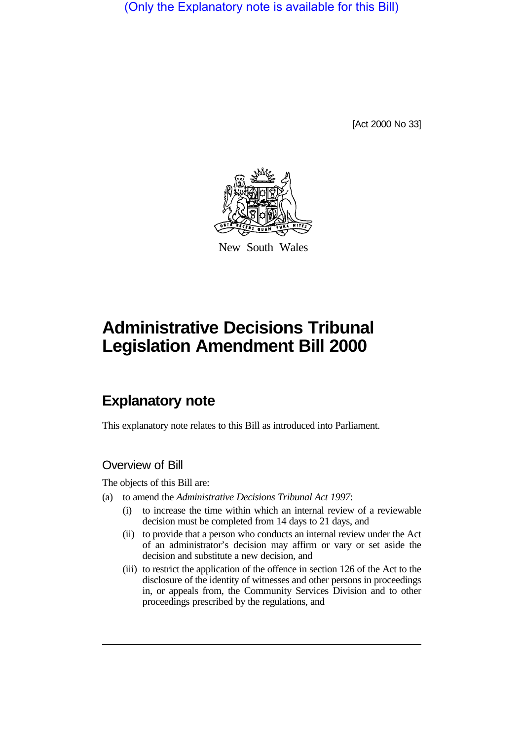(Only the Explanatory note is available for this Bill)

[Act 2000 No 33]

New South Wales

# Administrative Decisions Tribunal Legislation Amendment Bill 2000

## Explanatory note

This explanatory note relates to this Bill as introduced into Parliament.

### Overview of Bill

The objects of this Bill are:

(a) to amend the *Administrative Decisions Tribunal Act 1997*:

   (i) to increase the time within which an internal review of a reviewable decision must be completed from 14 days to 21 days, and

   (ii) to provide that a person who conducts an internal review under the Act of an administrator's decision may affirm or vary or set aside the decision and substitute a new decision, and

   (iii) to restrict the application of the offence in section 126 of the Act to the disclosure of the identity of witnesses and other persons in proceedings in, or appeals from, the Community Services Division and to other proceedings prescribed by the regulations, and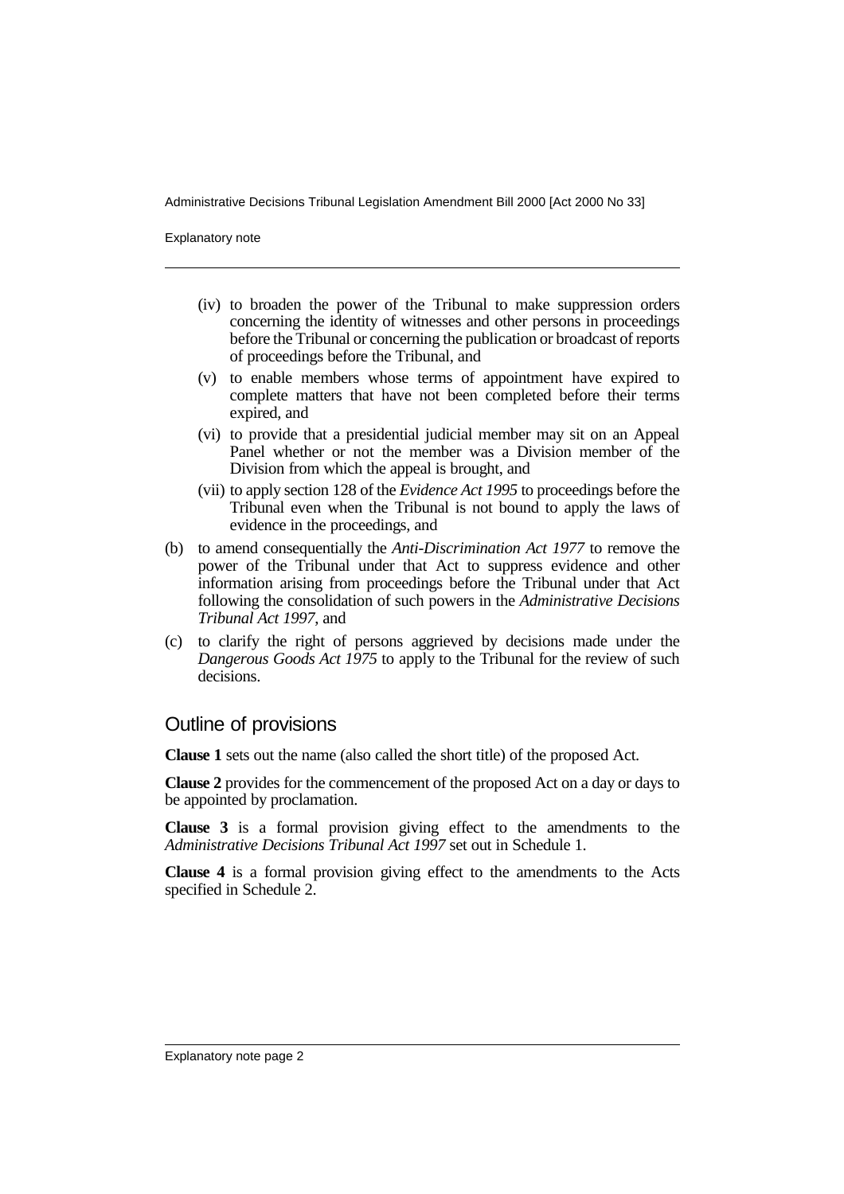- (iv) to broaden the power of the Tribunal to make suppression orders concerning the identity of witnesses and other persons in proceedings before the Tribunal or concerning the publication or broadcast of reports of proceedings before the Tribunal, and
- (v) to enable members whose terms of appointment have expired to complete matters that have not been completed before their terms expired, and
- (vi) to provide that a presidential judicial member may sit on an Appeal Panel whether or not the member was a Division member of the Division from which the appeal is brought, and
- (vii) to apply section 128 of the *Evidence Act 1995* to proceedings before the Tribunal even when the Tribunal is not bound to apply the laws of evidence in the proceedings, and

(b) to amend consequentially the *Anti-Discrimination Act 1977* to remove the power of the Tribunal under that Act to suppress evidence and other information arising from proceedings before the Tribunal under that Act following the consolidation of such powers in the *Administrative Decisions Tribunal Act 1997*, and

(c) to clarify the right of persons aggrieved by decisions made under the *Dangerous Goods Act 1975* to apply to the Tribunal for the review of such decisions.

## Outline of provisions

**Clause 1** sets out the name (also called the short title) of the proposed Act.

**Clause 2** provides for the commencement of the proposed Act on a day or days to be appointed by proclamation.

**Clause 3** is a formal provision giving effect to the amendments to the *Administrative Decisions Tribunal Act 1997* set out in Schedule 1.

**Clause 4** is a formal provision giving effect to the amendments to the Acts specified in Schedule 2.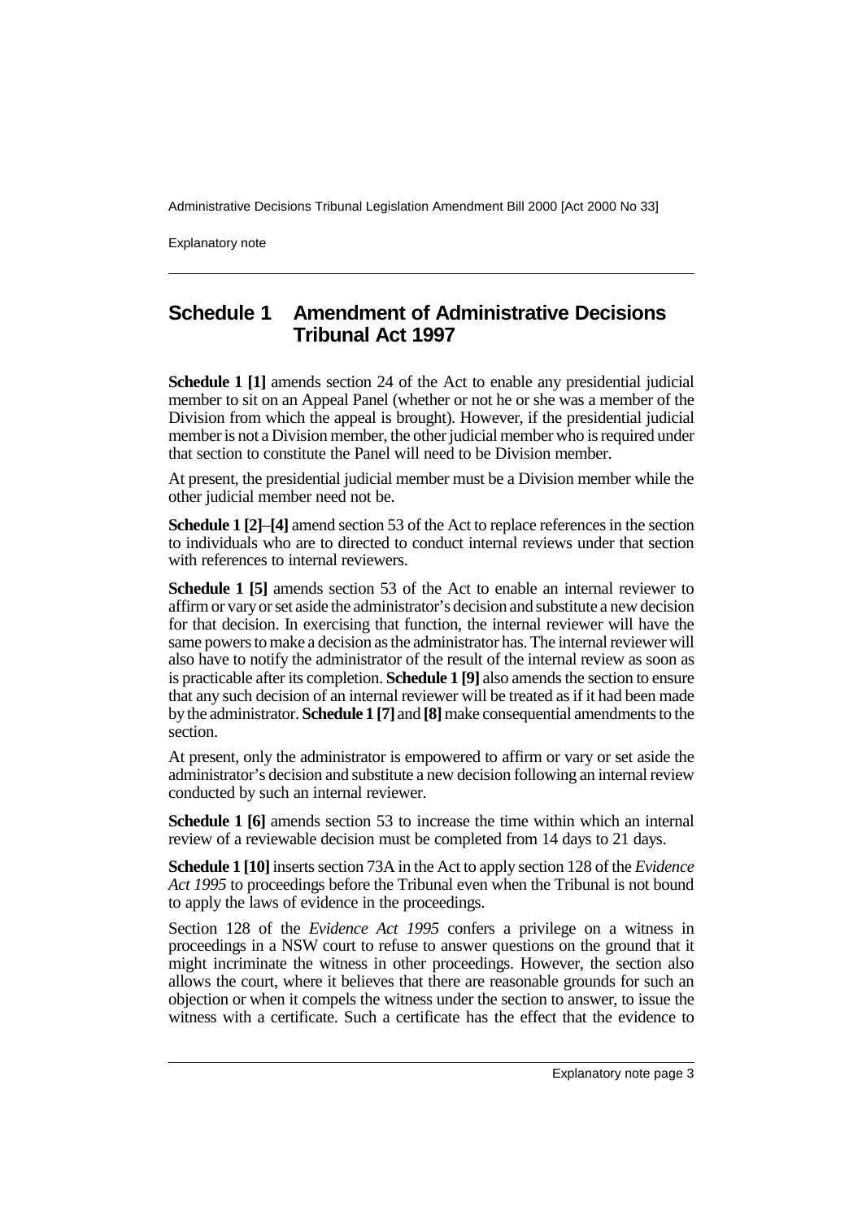## Schedule 1 Amendment of Administrative Decisions Tribunal Act 1997

**Schedule 1 [1]** amends section 24 of the Act to enable any presidential judicial member to sit on an Appeal Panel (whether or not he or she was a member of the Division from which the appeal is brought). However, if the presidential judicial member is not a Division member, the other judicial member who is required under that section to constitute the Panel will need to be Division member.

At present, the presidential judicial member must be a Division member while the other judicial member need not be.

**Schedule 1 [2]–[4]** amend section 53 of the Act to replace references in the section to individuals who are to directed to conduct internal reviews under that section with references to internal reviewers.

**Schedule 1 [5]** amends section 53 of the Act to enable an internal reviewer to affirm or vary or set aside the administrator's decision and substitute a new decision for that decision. In exercising that function, the internal reviewer will have the same powers to make a decision as the administrator has. The internal reviewer will also have to notify the administrator of the result of the internal review as soon as is practicable after its completion. **Schedule 1 [9]** also amends the section to ensure that any such decision of an internal reviewer will be treated as if it had been made by the administrator. **Schedule 1 [7]** and **[8]** make consequential amendments to the section.

At present, only the administrator is empowered to affirm or vary or set aside the administrator's decision and substitute a new decision following an internal review conducted by such an internal reviewer.

**Schedule 1 [6]** amends section 53 to increase the time within which an internal review of a reviewable decision must be completed from 14 days to 21 days.

**Schedule 1 [10]** inserts section 73A in the Act to apply section 128 of the *Evidence Act 1995* to proceedings before the Tribunal even when the Tribunal is not bound to apply the laws of evidence in the proceedings.

Section 128 of the *Evidence Act 1995* confers a privilege on a witness in proceedings in a NSW court to refuse to answer questions on the ground that it might incriminate the witness in other proceedings. However, the section also allows the court, where it believes that there are reasonable grounds for such an objection or when it compels the witness under the section to answer, to issue the witness with a certificate. Such a certificate has the effect that the evidence to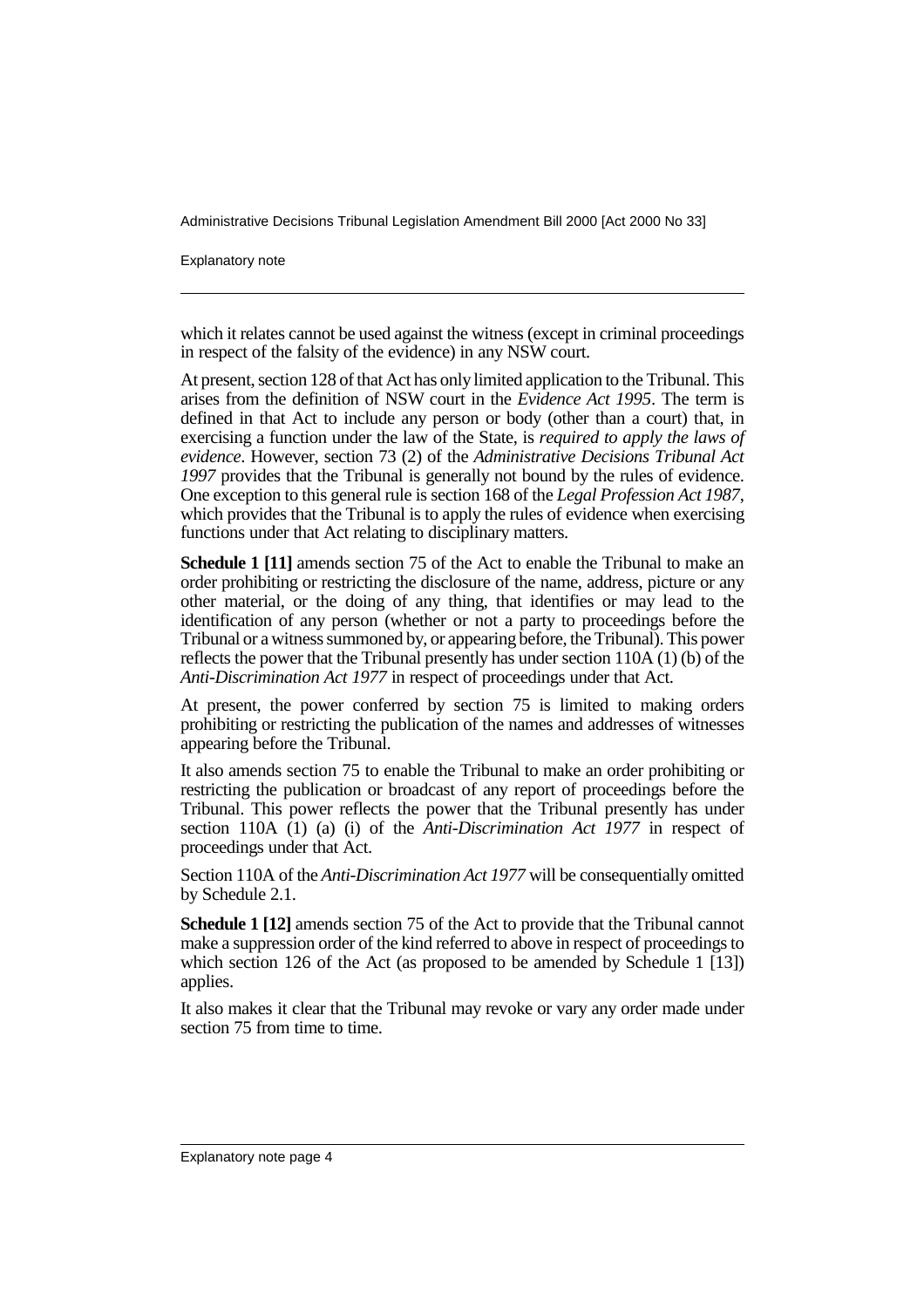which it relates cannot be used against the witness (except in criminal proceedings in respect of the falsity of the evidence) in any NSW court.

At present, section 128 of that Act has only limited application to the Tribunal. This arises from the definition of NSW court in the *Evidence Act 1995*. The term is defined in that Act to include any person or body (other than a court) that, in exercising a function under the law of the State, is *required to apply the laws of evidence*. However, section 73 (2) of the *Administrative Decisions Tribunal Act 1997* provides that the Tribunal is generally not bound by the rules of evidence. One exception to this general rule is section 168 of the *Legal Profession Act 1987*, which provides that the Tribunal is to apply the rules of evidence when exercising functions under that Act relating to disciplinary matters.

**Schedule 1 [11]** amends section 75 of the Act to enable the Tribunal to make an order prohibiting or restricting the disclosure of the name, address, picture or any other material, or the doing of any thing, that identifies or may lead to the identification of any person (whether or not a party to proceedings before the Tribunal or a witness summoned by, or appearing before, the Tribunal). This power reflects the power that the Tribunal presently has under section 110A (1) (b) of the *Anti-Discrimination Act 1977* in respect of proceedings under that Act.

At present, the power conferred by section 75 is limited to making orders prohibiting or restricting the publication of the names and addresses of witnesses appearing before the Tribunal.

It also amends section 75 to enable the Tribunal to make an order prohibiting or restricting the publication or broadcast of any report of proceedings before the Tribunal. This power reflects the power that the Tribunal presently has under section 110A (1) (a) (i) of the *Anti-Discrimination Act 1977* in respect of proceedings under that Act.

Section 110A of the *Anti-Discrimination Act 1977* will be consequentially omitted by Schedule 2.1.

**Schedule 1 [12]** amends section 75 of the Act to provide that the Tribunal cannot make a suppression order of the kind referred to above in respect of proceedings to which section 126 of the Act (as proposed to be amended by Schedule 1 [13]) applies.

It also makes it clear that the Tribunal may revoke or vary any order made under section 75 from time to time.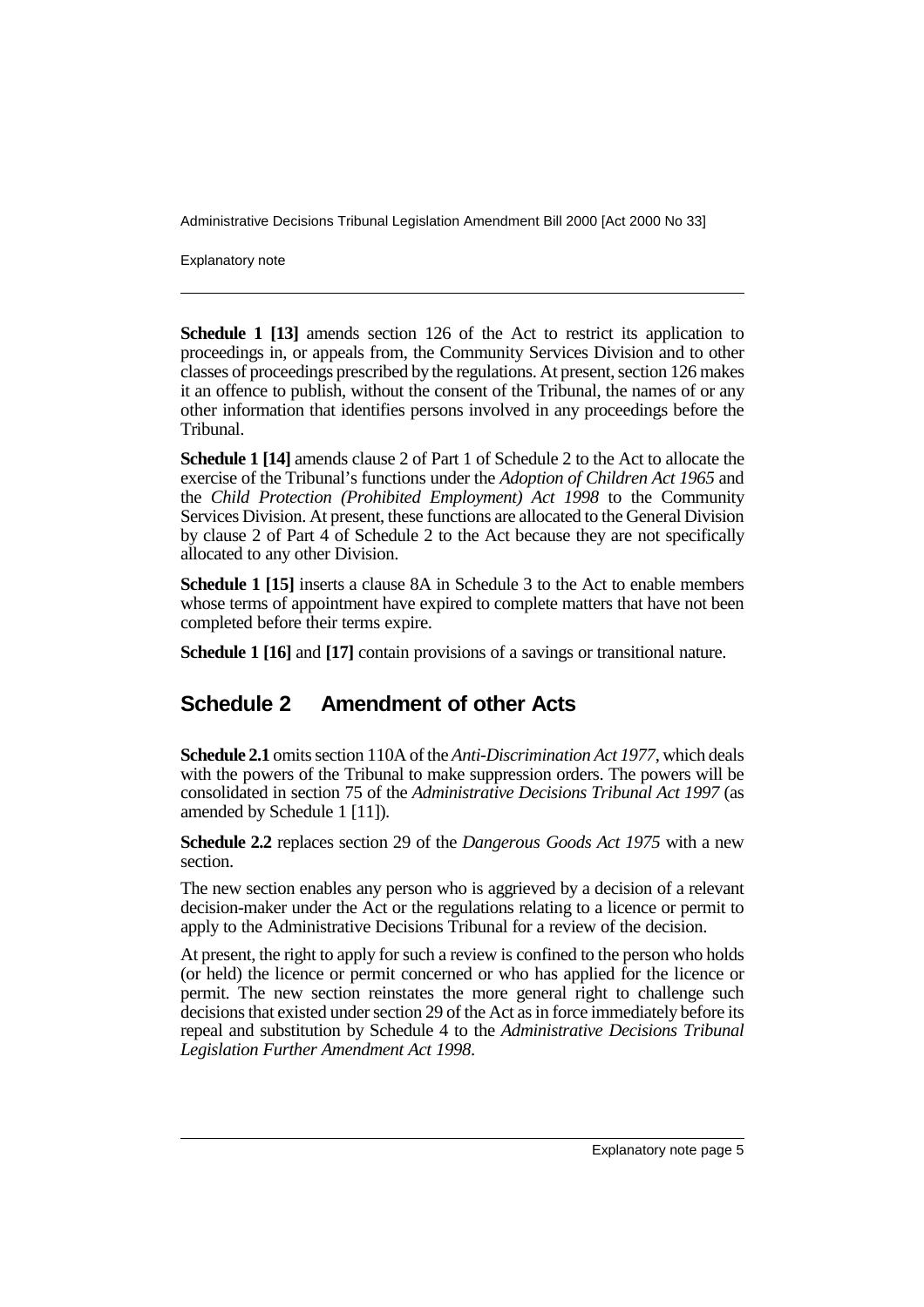**Schedule 1 [13]** amends section 126 of the Act to restrict its application to proceedings in, or appeals from, the Community Services Division and to other classes of proceedings prescribed by the regulations. At present, section 126 makes it an offence to publish, without the consent of the Tribunal, the names of or any other information that identifies persons involved in any proceedings before the Tribunal.

**Schedule 1 [14]** amends clause 2 of Part 1 of Schedule 2 to the Act to allocate the exercise of the Tribunal's functions under the *Adoption of Children Act 1965* and the *Child Protection (Prohibited Employment) Act 1998* to the Community Services Division. At present, these functions are allocated to the General Division by clause 2 of Part 4 of Schedule 2 to the Act because they are not specifically allocated to any other Division.

**Schedule 1 [15]** inserts a clause 8A in Schedule 3 to the Act to enable members whose terms of appointment have expired to complete matters that have not been completed before their terms expire.

**Schedule 1 [16]** and **[17]** contain provisions of a savings or transitional nature.

## Schedule 2 Amendment of other Acts

**Schedule 2.1** omits section 110A of the *Anti-Discrimination Act 1977*, which deals with the powers of the Tribunal to make suppression orders. The powers will be consolidated in section 75 of the *Administrative Decisions Tribunal Act 1997* (as amended by Schedule 1 [11]).

**Schedule 2.2** replaces section 29 of the *Dangerous Goods Act 1975* with a new section.

The new section enables any person who is aggrieved by a decision of a relevant decision-maker under the Act or the regulations relating to a licence or permit to apply to the Administrative Decisions Tribunal for a review of the decision.

At present, the right to apply for such a review is confined to the person who holds (or held) the licence or permit concerned or who has applied for the licence or permit. The new section reinstates the more general right to challenge such decisions that existed under section 29 of the Act as in force immediately before its repeal and substitution by Schedule 4 to the *Administrative Decisions Tribunal Legislation Further Amendment Act 1998*.